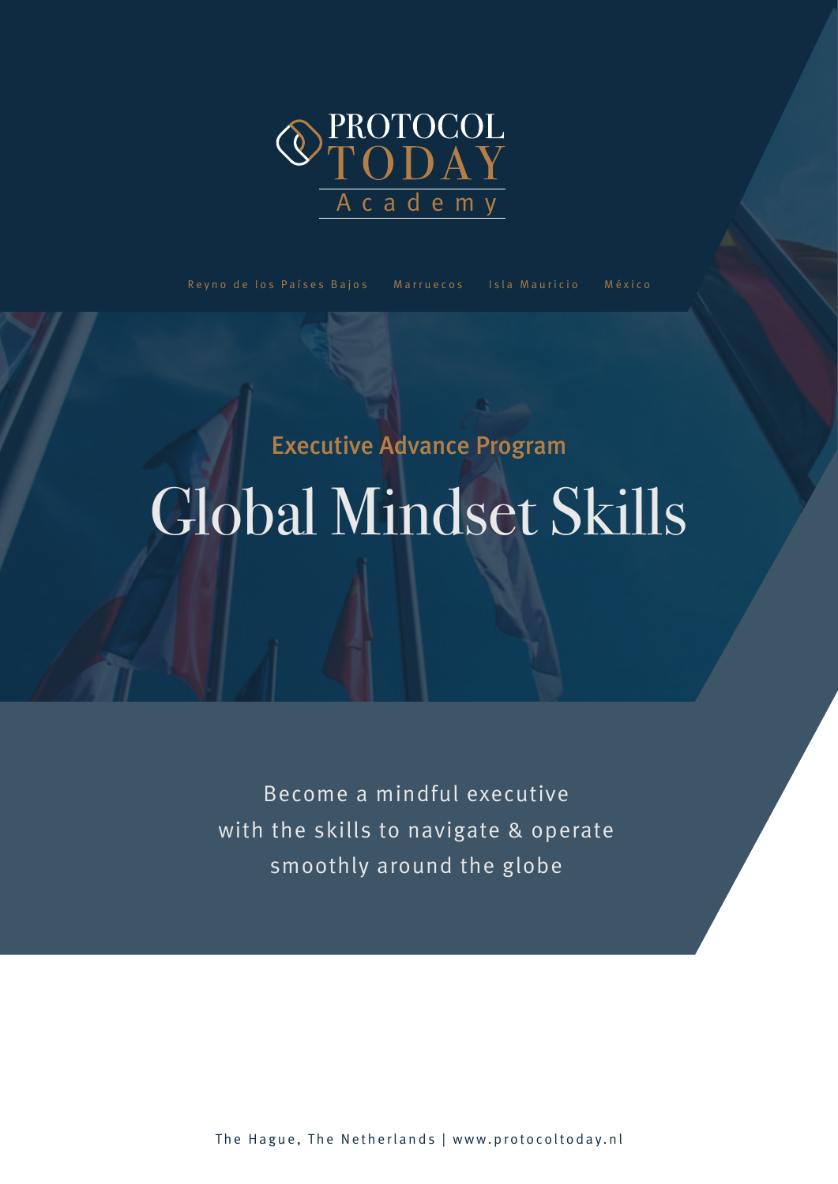PROTOCOL TODAY Academy

Reyno de los Países Bajos · Marruecos · Isla Mauricio · México

## Executive Advance Program

# Global Mindset Skills

Become a mindful executive
with the skills to navigate & operate
smoothly around the globe

The Hague, The Netherlands | www.protocoltoday.nl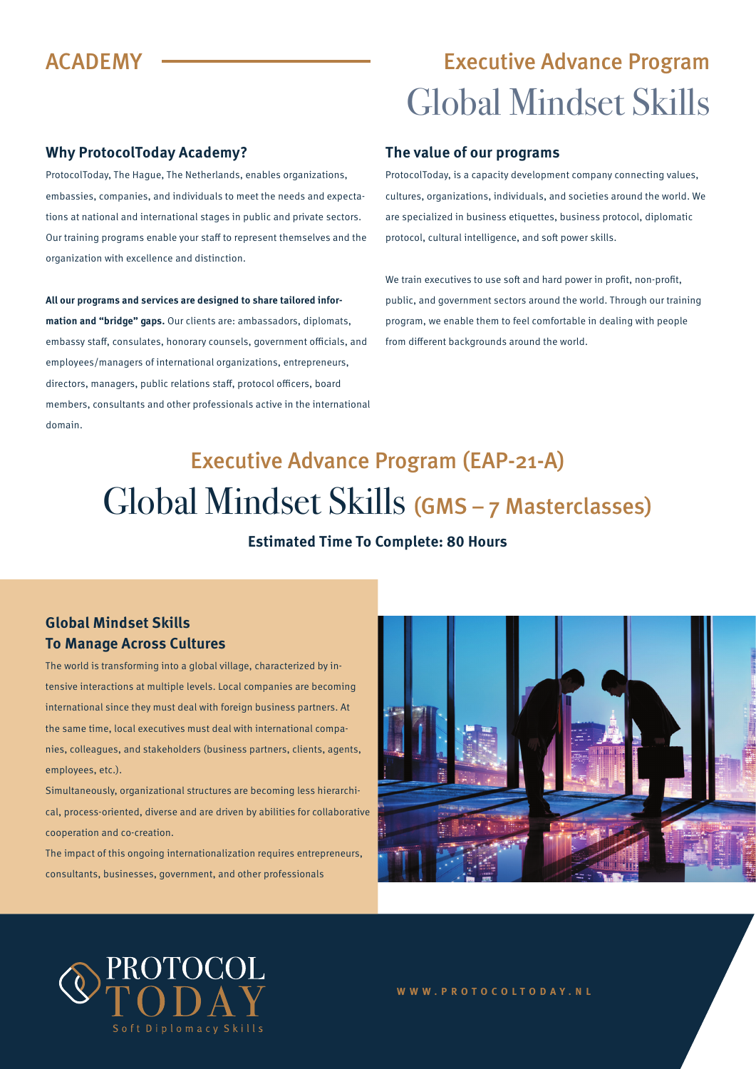ACADEMY

## Executive Advance Program
# Global Mindset Skills

### Why ProtocolToday Academy?

ProtocolToday, The Hague, The Netherlands, enables organizations, embassies, companies, and individuals to meet the needs and expectations at national and international stages in public and private sectors. Our training programs enable your staff to represent themselves and the organization with excellence and distinction.

**All our programs and services are designed to share tailored information and "bridge" gaps.** Our clients are: ambassadors, diplomats, embassy staff, consulates, honorary counsels, government officials, and employees/managers of international organizations, entrepreneurs, directors, managers, public relations staff, protocol officers, board members, consultants and other professionals active in the international domain.

### The value of our programs

ProtocolToday, is a capacity development company connecting values, cultures, organizations, individuals, and societies around the world. We are specialized in business etiquettes, business protocol, diplomatic protocol, cultural intelligence, and soft power skills.

We train executives to use soft and hard power in profit, non-profit, public, and government sectors around the world. Through our training program, we enable them to feel comfortable in dealing with people from different backgrounds around the world.

## Executive Advance Program (EAP-21-A)
# Global Mindset Skills (GMS – 7 Masterclasses)

**Estimated Time To Complete: 80 Hours**

### Global Mindset Skills To Manage Across Cultures

The world is transforming into a global village, characterized by intensive interactions at multiple levels. Local companies are becoming international since they must deal with foreign business partners. At the same time, local executives must deal with international companies, colleagues, and stakeholders (business partners, clients, agents, employees, etc.).

Simultaneously, organizational structures are becoming less hierarchical, process-oriented, diverse and are driven by abilities for collaborative cooperation and co-creation.

The impact of this ongoing internationalization requires entrepreneurs, consultants, businesses, government, and other professionals

PROTOCOL TODAY
Soft Diplomacy Skills

WWW.PROTOCOLTODAY.NL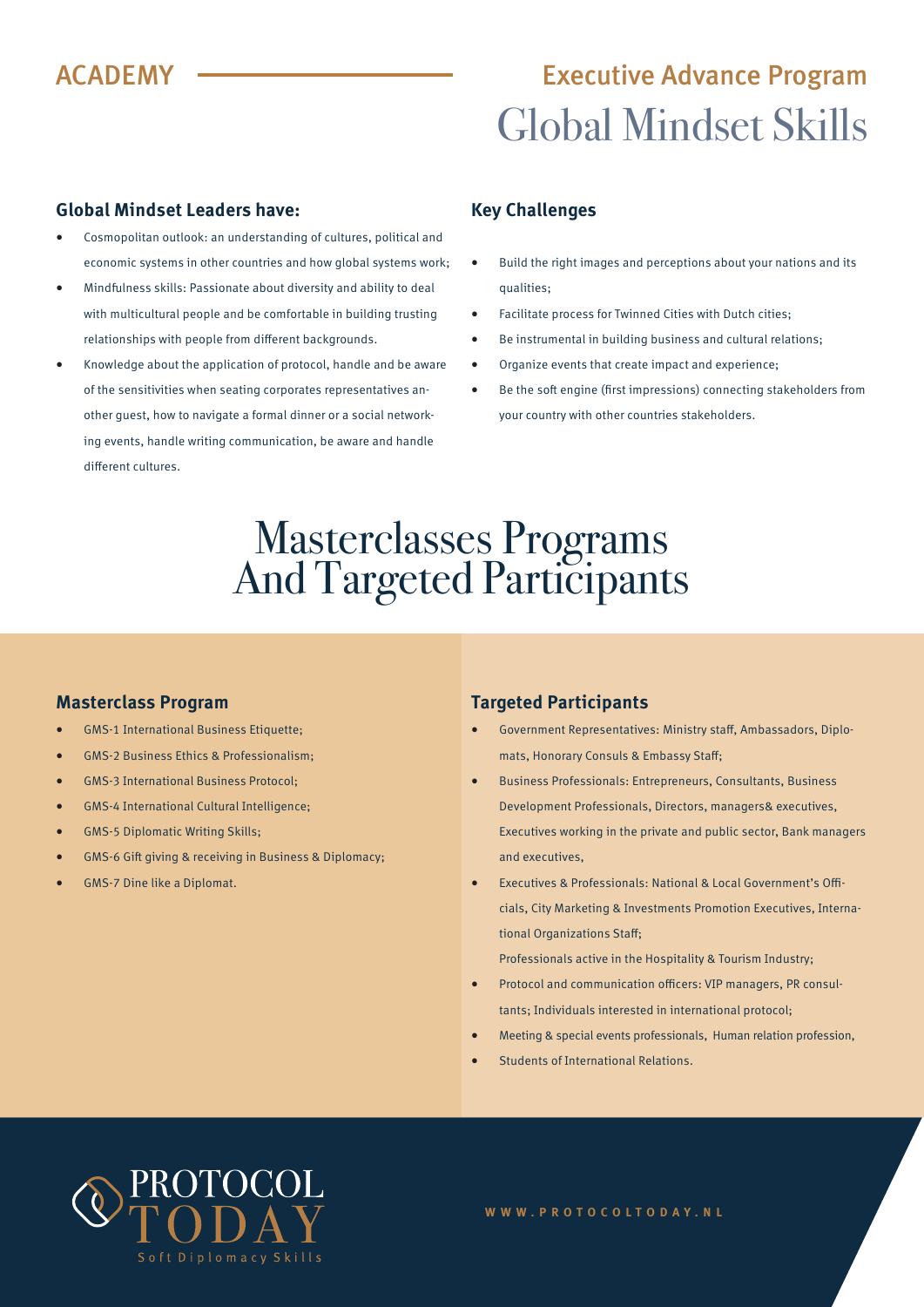ACADEMY

## Executive Advance Program

# Global Mindset Skills

### Global Mindset Leaders have:

- Cosmopolitan outlook: an understanding of cultures, political and economic systems in other countries and how global systems work;
- Mindfulness skills: Passionate about diversity and ability to deal with multicultural people and be comfortable in building trusting relationships with people from different backgrounds.
- Knowledge about the application of protocol, handle and be aware of the sensitivities when seating corporates representatives another guest, how to navigate a formal dinner or a social networking events, handle writing communication, be aware and handle different cultures.

### Key Challenges

- Build the right images and perceptions about your nations and its qualities;
- Facilitate process for Twinned Cities with Dutch cities;
- Be instrumental in building business and cultural relations;
- Organize events that create impact and experience;
- Be the soft engine (first impressions) connecting stakeholders from your country with other countries stakeholders.

# Masterclasses Programs And Targeted Participants

### Masterclass Program

- GMS-1 International Business Etiquette;
- GMS-2 Business Ethics & Professionalism;
- GMS-3 International Business Protocol;
- GMS-4 International Cultural Intelligence;
- GMS-5 Diplomatic Writing Skills;
- GMS-6 Gift giving & receiving in Business & Diplomacy;
- GMS-7 Dine like a Diplomat.

### Targeted Participants

- Government Representatives: Ministry staff, Ambassadors, Diplomats, Honorary Consuls & Embassy Staff;
- Business Professionals: Entrepreneurs, Consultants, Business Development Professionals, Directors, managers& executives, Executives working in the private and public sector, Bank managers and executives,
- Executives & Professionals: National & Local Government's Officials, City Marketing & Investments Promotion Executives, International Organizations Staff;

  Professionals active in the Hospitality & Tourism Industry;
- Protocol and communication officers: VIP managers, PR consultants; Individuals interested in international protocol;
- Meeting & special events professionals, Human relation profession,
- Students of International Relations.

PROTOCOL TODAY

Soft Diplomacy Skills

WWW.PROTOCOLTODAY.NL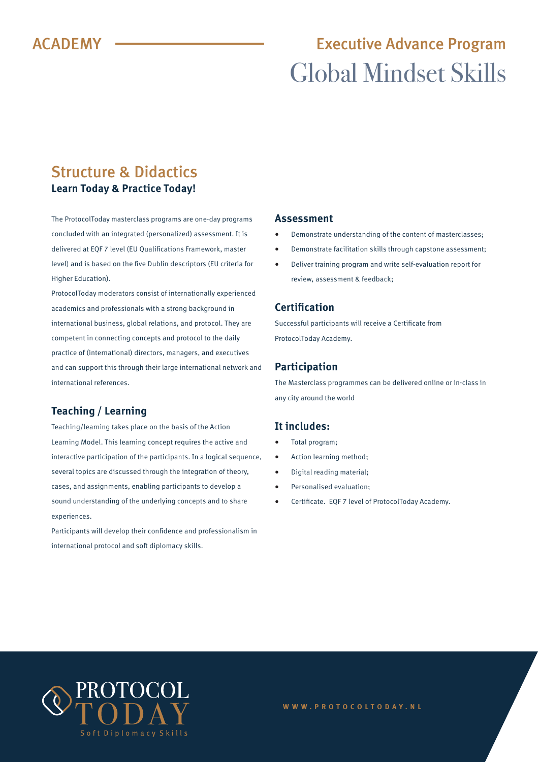ACADEMY

## Executive Advance Program

# Global Mindset Skills

## Structure & Didactics

**Learn Today & Practice Today!**

The ProtocolToday masterclass programs are one-day programs concluded with an integrated (personalized) assessment. It is delivered at EQF 7 level (EU Qualifications Framework, master level) and is based on the five Dublin descriptors (EU criteria for Higher Education).

ProtocolToday moderators consist of internationally experienced academics and professionals with a strong background in international business, global relations, and protocol. They are competent in connecting concepts and protocol to the daily practice of (international) directors, managers, and executives and can support this through their large international network and international references.

### Teaching / Learning

Teaching/learning takes place on the basis of the Action Learning Model. This learning concept requires the active and interactive participation of the participants. In a logical sequence, several topics are discussed through the integration of theory, cases, and assignments, enabling participants to develop a sound understanding of the underlying concepts and to share experiences.

Participants will develop their confidence and professionalism in international protocol and soft diplomacy skills.

### Assessment

- Demonstrate understanding of the content of masterclasses;
- Demonstrate facilitation skills through capstone assessment;
- Deliver training program and write self-evaluation report for review, assessment & feedback;

### Certification

Successful participants will receive a Certificate from ProtocolToday Academy.

### Participation

The Masterclass programmes can be delivered online or in-class in any city around the world

### It includes:

- Total program;
- Action learning method;
- Digital reading material;
- Personalised evaluation;
- Certificate. EQF 7 level of ProtocolToday Academy.

PROTOCOL TODAY
Soft Diplomacy Skills

WWW.PROTOCOLTODAY.NL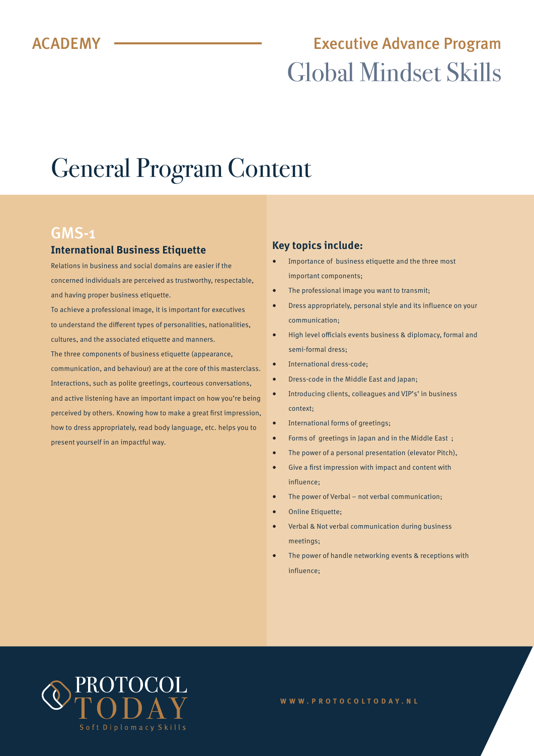ACADEMY

Executive Advance Program

Global Mindset Skills

# General Program Content

## GMS-1

### International Business Etiquette

Relations in business and social domains are easier if the concerned individuals are perceived as trustworthy, respectable, and having proper business etiquette.

To achieve a professional image, it is important for executives to understand the different types of personalities, nationalities, cultures, and the associated etiquette and manners.

The three components of business etiquette (appearance, communication, and behaviour) are at the core of this masterclass. Interactions, such as polite greetings, courteous conversations, and active listening have an important impact on how you're being perceived by others. Knowing how to make a great first impression, how to dress appropriately, read body language, etc. helps you to present yourself in an impactful way.

### Key topics include:

- Importance of business etiquette and the three most important components;
- The professional image you want to transmit;
- Dress appropriately, personal style and its influence on your communication;
- High level officials events business & diplomacy, formal and semi-formal dress;
- International dress-code;
- Dress-code in the Middle East and Japan;
- Introducing clients, colleagues and VIP's' in business context;
- International forms of greetings;
- Forms of greetings in Japan and in the Middle East ;
- The power of a personal presentation (elevator Pitch),
- Give a first impression with impact and content with influence;
- The power of Verbal – not verbal communication;
- Online Etiquette;
- Verbal & Not verbal communication during business meetings;
- The power of handle networking events & receptions with influence;

PROTOCOL TODAY
Soft Diplomacy Skills

WWW.PROTOCOLTODAY.NL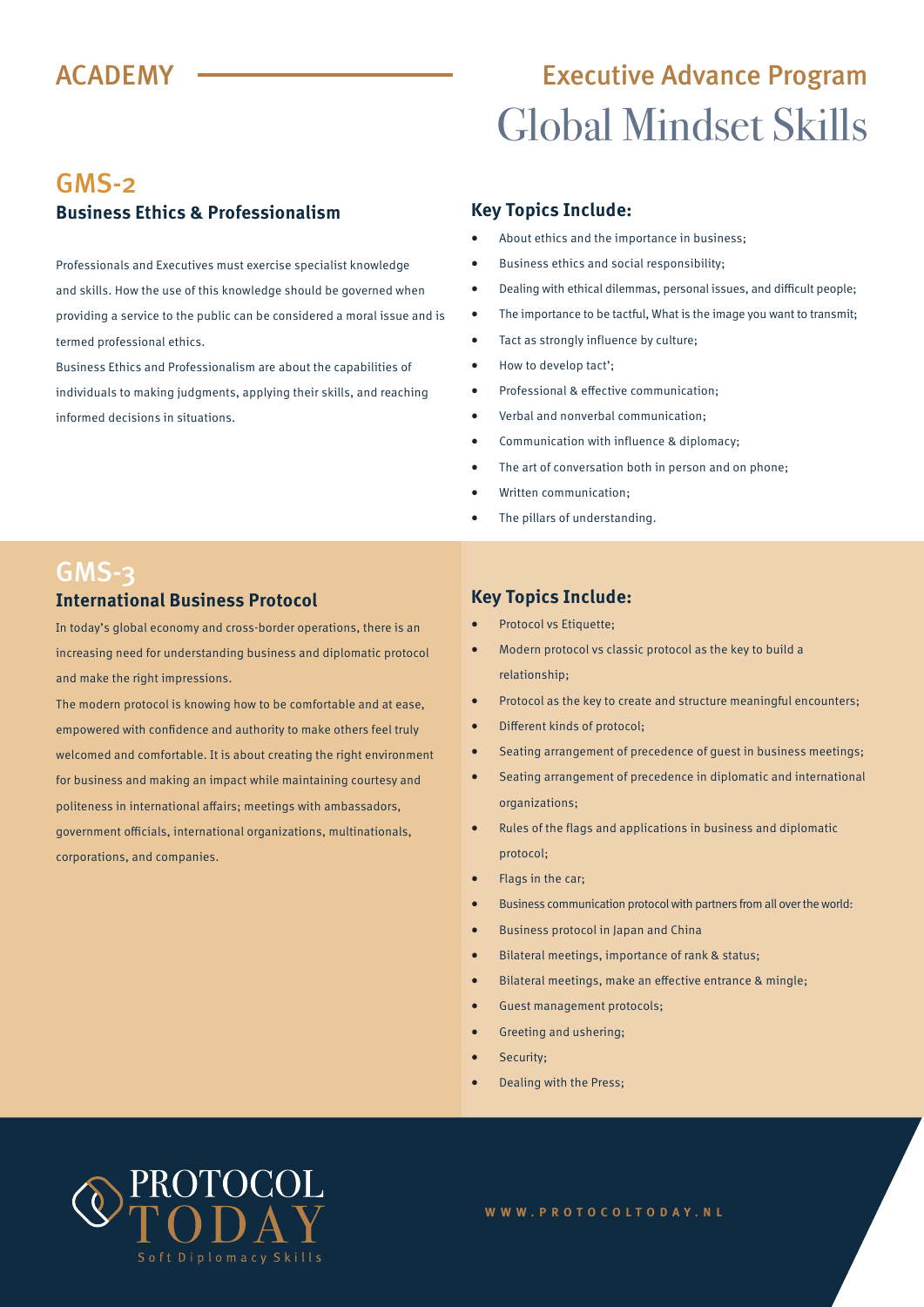ACADEMY

## Executive Advance Program

# Global Mindset Skills

## GMS-2

### Business Ethics & Professionalism

Professionals and Executives must exercise specialist knowledge and skills. How the use of this knowledge should be governed when providing a service to the public can be considered a moral issue and is termed professional ethics.

Business Ethics and Professionalism are about the capabilities of individuals to making judgments, applying their skills, and reaching informed decisions in situations.

### Key Topics Include:

- About ethics and the importance in business;
- Business ethics and social responsibility;
- Dealing with ethical dilemmas, personal issues, and difficult people;
- The importance to be tactful, What is the image you want to transmit;
- Tact as strongly influence by culture;
- How to develop tact';
- Professional & effective communication;
- Verbal and nonverbal communication;
- Communication with influence & diplomacy;
- The art of conversation both in person and on phone;
- Written communication;
- The pillars of understanding.

## GMS-3

### International Business Protocol

In today's global economy and cross-border operations, there is an increasing need for understanding business and diplomatic protocol and make the right impressions.

The modern protocol is knowing how to be comfortable and at ease, empowered with confidence and authority to make others feel truly welcomed and comfortable. It is about creating the right environment for business and making an impact while maintaining courtesy and politeness in international affairs; meetings with ambassadors, government officials, international organizations, multinationals, corporations, and companies.

### Key Topics Include:

- Protocol vs Etiquette;
- Modern protocol vs classic protocol as the key to build a relationship;
- Protocol as the key to create and structure meaningful encounters;
- Different kinds of protocol;
- Seating arrangement of precedence of guest in business meetings;
- Seating arrangement of precedence in diplomatic and international organizations;
- Rules of the flags and applications in business and diplomatic protocol;
- Flags in the car;
- Business communication protocol with partners from all over the world:
- Business protocol in Japan and China
- Bilateral meetings, importance of rank & status;
- Bilateral meetings, make an effective entrance & mingle;
- Guest management protocols;
- Greeting and ushering;
- Security;
- Dealing with the Press;

PROTOCOL TODAY
Soft Diplomacy Skills

WWW.PROTOCOLTODAY.NL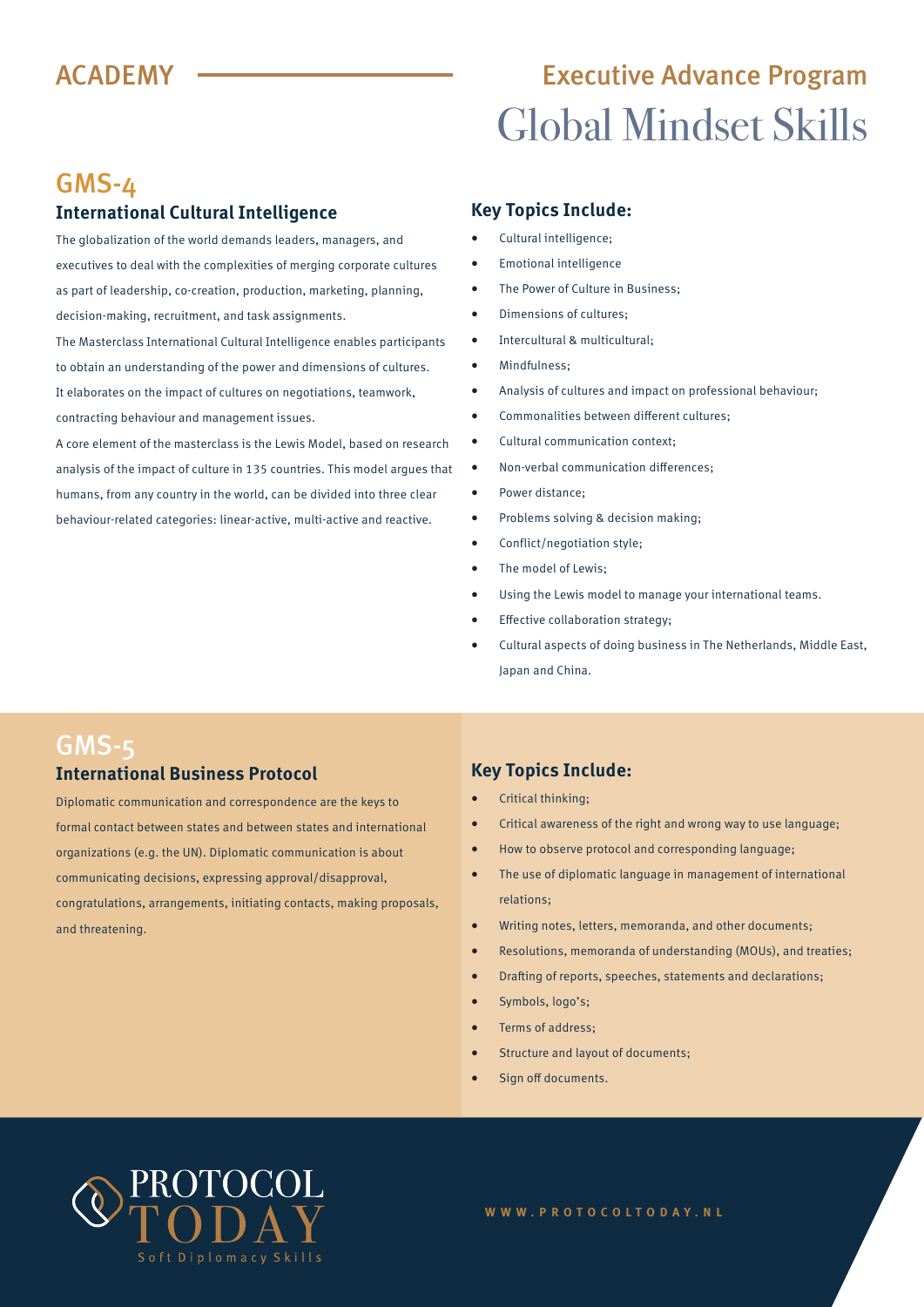ACADEMY

Executive Advance Program

# Global Mindset Skills

## GMS-4

### International Cultural Intelligence

The globalization of the world demands leaders, managers, and executives to deal with the complexities of merging corporate cultures as part of leadership, co-creation, production, marketing, planning, decision-making, recruitment, and task assignments.

The Masterclass International Cultural Intelligence enables participants to obtain an understanding of the power and dimensions of cultures. It elaborates on the impact of cultures on negotiations, teamwork, contracting behaviour and management issues.

A core element of the masterclass is the Lewis Model, based on research analysis of the impact of culture in 135 countries. This model argues that humans, from any country in the world, can be divided into three clear behaviour-related categories: linear-active, multi-active and reactive.

### Key Topics Include:

- Cultural intelligence;
- Emotional intelligence
- The Power of Culture in Business;
- Dimensions of cultures;
- Intercultural & multicultural;
- Mindfulness;
- Analysis of cultures and impact on professional behaviour;
- Commonalities between different cultures;
- Cultural communication context;
- Non-verbal communication differences;
- Power distance;
- Problems solving & decision making;
- Conflict/negotiation style;
- The model of Lewis;
- Using the Lewis model to manage your international teams.
- Effective collaboration strategy;
- Cultural aspects of doing business in The Netherlands, Middle East, Japan and China.

## GMS-5

### International Business Protocol

Diplomatic communication and correspondence are the keys to formal contact between states and between states and international organizations (e.g. the UN). Diplomatic communication is about communicating decisions, expressing approval/disapproval, congratulations, arrangements, initiating contacts, making proposals, and threatening.

### Key Topics Include:

- Critical thinking;
- Critical awareness of the right and wrong way to use language;
- How to observe protocol and corresponding language;
- The use of diplomatic language in management of international relations;
- Writing notes, letters, memoranda, and other documents;
- Resolutions, memoranda of understanding (MOUs), and treaties;
- Drafting of reports, speeches, statements and declarations;
- Symbols, logo's;
- Terms of address;
- Structure and layout of documents;
- Sign off documents.

PROTOCOL TODAY
Soft Diplomacy Skills

WWW.PROTOCOLTODAY.NL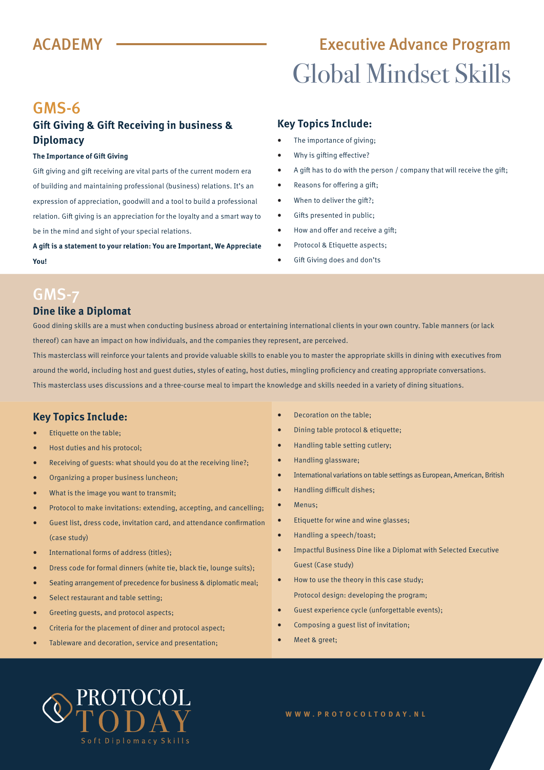ACADEMY

Executive Advance Program

# Global Mindset Skills

## GMS-6

### Gift Giving & Gift Receiving in business & Diplomacy

**The Importance of Gift Giving**

Gift giving and gift receiving are vital parts of the current modern era of building and maintaining professional (business) relations. It's an expression of appreciation, goodwill and a tool to build a professional relation. Gift giving is an appreciation for the loyalty and a smart way to be in the mind and sight of your special relations.

**A gift is a statement to your relation: You are Important, We Appreciate You!**

### Key Topics Include:

- The importance of giving;
- Why is gifting effective?
- A gift has to do with the person / company that will receive the gift;
- Reasons for offering a gift;
- When to deliver the gift?;
- Gifts presented in public;
- How and offer and receive a gift;
- Protocol & Etiquette aspects;
- Gift Giving does and don't's

## GMS-7

### Dine like a Diplomat

Good dining skills are a must when conducting business abroad or entertaining international clients in your own country. Table manners (or lack thereof) can have an impact on how individuals, and the companies they represent, are perceived.

This masterclass will reinforce your talents and provide valuable skills to enable you to master the appropriate skills in dining with executives from around the world, including host and guest duties, styles of eating, host duties, mingling proficiency and creating appropriate conversations.

This masterclass uses discussions and a three-course meal to impart the knowledge and skills needed in a variety of dining situations.

### Key Topics Include:

- Etiquette on the table;
- Host duties and his protocol;
- Receiving of guests: what should you do at the receiving line?;
- Organizing a proper business luncheon;
- What is the image you want to transmit;
- Protocol to make invitations: extending, accepting, and cancelling;
- Guest list, dress code, invitation card, and attendance confirmation (case study)
- International forms of address (titles);
- Dress code for formal dinners (white tie, black tie, lounge suits);
- Seating arrangement of precedence for business & diplomatic meal;
- Select restaurant and table setting;
- Greeting guests, and protocol aspects;
- Criteria for the placement of diner and protocol aspect;
- Tableware and decoration, service and presentation;
- Decoration on the table;
- Dining table protocol & etiquette;
- Handling table setting cutlery;
- Handling glassware;
- International variations on table settings as European, American, British
- Handling difficult dishes;
- Menus;
- Etiquette for wine and wine glasses;
- Handling a speech/toast;
- Impactful Business Dine like a Diplomat with Selected Executive Guest (Case study)
- How to use the theory in this case study;
  Protocol design: developing the program;
- Guest experience cycle (unforgettable events);
- Composing a guest list of invitation;
- Meet & greet;

PROTOCOL TODAY
Soft Diplomacy Skills

WWW.PROTOCOLTODAY.NL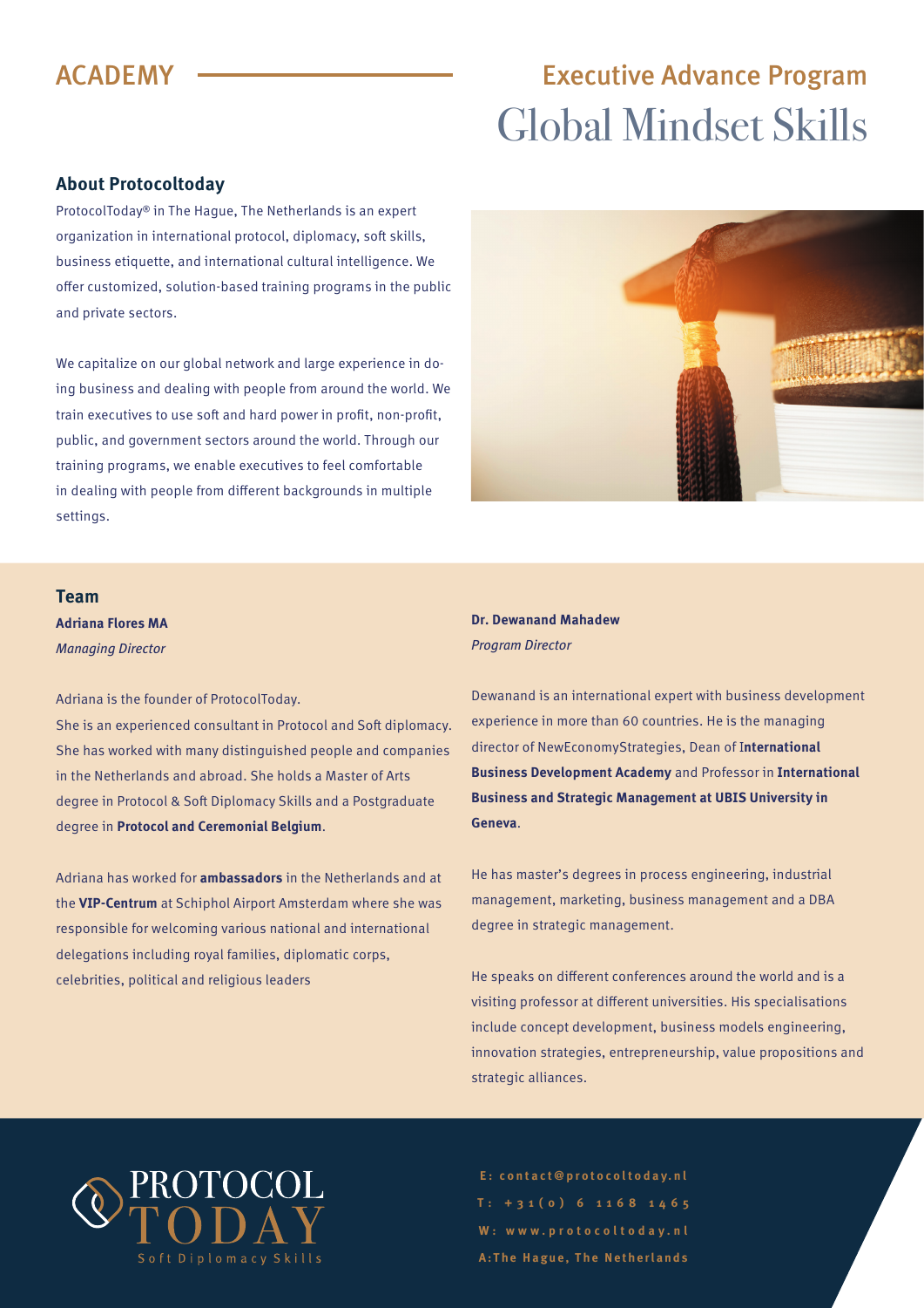ACADEMY

## Executive Advance Program

# Global Mindset Skills

### About Protocoltoday

ProtocolToday® in The Hague, The Netherlands is an expert organization in international protocol, diplomacy, soft skills, business etiquette, and international cultural intelligence. We offer customized, solution-based training programs in the public and private sectors.

We capitalize on our global network and large experience in doing business and dealing with people from around the world. We train executives to use soft and hard power in profit, non-profit, public, and government sectors around the world. Through our training programs, we enable executives to feel comfortable in dealing with people from different backgrounds in multiple settings.

### Team

**Adriana Flores MA**
*Managing Director*

Adriana is the founder of ProtocolToday.
She is an experienced consultant in Protocol and Soft diplomacy. She has worked with many distinguished people and companies in the Netherlands and abroad. She holds a Master of Arts degree in Protocol & Soft Diplomacy Skills and a Postgraduate degree in **Protocol and Ceremonial Belgium**.

Adriana has worked for **ambassadors** in the Netherlands and at the **VIP-Centrum** at Schiphol Airport Amsterdam where she was responsible for welcoming various national and international delegations including royal families, diplomatic corps, celebrities, political and religious leaders

**Dr. Dewanand Mahadew**
*Program Director*

Dewanand is an international expert with business development experience in more than 60 countries. He is the managing director of NewEconomyStrategies, Dean of **International Business Development Academy** and Professor in **International Business and Strategic Management at UBIS University in Geneva**.

He has master's degrees in process engineering, industrial management, marketing, business management and a DBA degree in strategic management.

He speaks on different conferences around the world and is a visiting professor at different universities. His specialisations include concept development, business models engineering, innovation strategies, entrepreneurship, value propositions and strategic alliances.

PROTOCOL TODAY
Soft Diplomacy Skills

E: contact@protocoltoday.nl
T: +31(0) 6 1168 1465
W: www.protocoltoday.nl
A:The Hague, The Netherlands